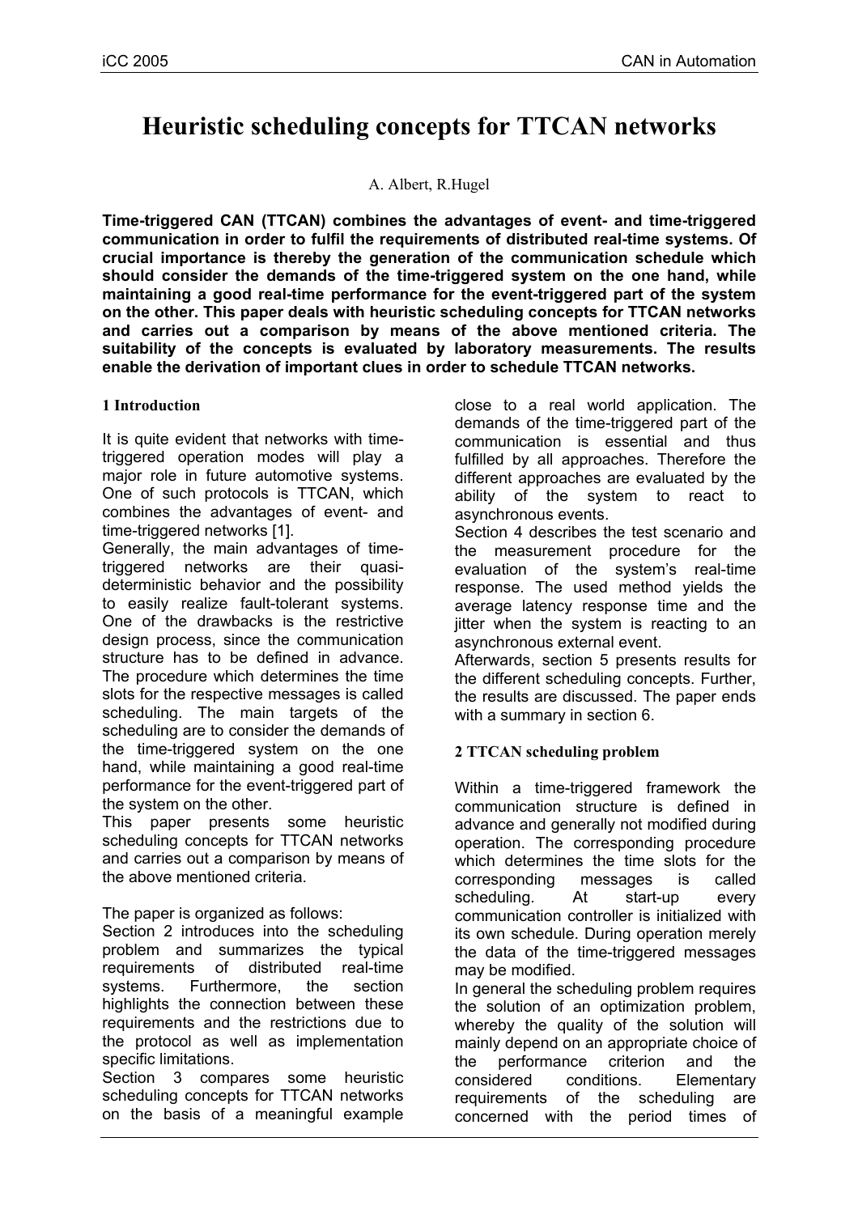// Heuristic scheduling concepts for TTCAN networks

A. Albert, R.Hugel

**Time-triggered CAN (TTCAN) combines the advantages of event- and time-triggered communication in order to fulfil the requirements of distributed real-time systems. Of crucial importance is thereby the generation of the communication schedule which should consider the demands of the time-triggered system on the one hand, while maintaining a good real-time performance for the event-triggered part of the system on the other. This paper deals with heuristic scheduling concepts for TTCAN networks and carries out a comparison by means of the above mentioned criteria. The suitability of the concepts is evaluated by laboratory measurements. The results enable the derivation of important clues in order to schedule TTCAN networks.**

## 1 Introduction

It is quite evident that networks with time-triggered operation modes will play a major role in future automotive systems. One of such protocols is TTCAN, which combines the advantages of event- and time-triggered networks [1].

Generally, the main advantages of time-triggered networks are their quasi-deterministic behavior and the possibility to easily realize fault-tolerant systems. One of the drawbacks is the restrictive design process, since the communication structure has to be defined in advance. The procedure which determines the time slots for the respective messages is called scheduling. The main targets of the scheduling are to consider the demands of the time-triggered system on the one hand, while maintaining a good real-time performance for the event-triggered part of the system on the other.

This paper presents some heuristic scheduling concepts for TTCAN networks and carries out a comparison by means of the above mentioned criteria.

The paper is organized as follows:

Section 2 introduces into the scheduling problem and summarizes the typical requirements of distributed real-time systems. Furthermore, the section highlights the connection between these requirements and the restrictions due to the protocol as well as implementation specific limitations.

Section 3 compares some heuristic scheduling concepts for TTCAN networks on the basis of a meaningful example close to a real world application. The demands of the time-triggered part of the communication is essential and thus fulfilled by all approaches. Therefore the different approaches are evaluated by the ability of the system to react to asynchronous events.

Section 4 describes the test scenario and the measurement procedure for the evaluation of the system's real-time response. The used method yields the average latency response time and the jitter when the system is reacting to an asynchronous external event.

Afterwards, section 5 presents results for the different scheduling concepts. Further, the results are discussed. The paper ends with a summary in section 6.

## 2 TTCAN scheduling problem

Within a time-triggered framework the communication structure is defined in advance and generally not modified during operation. The corresponding procedure which determines the time slots for the corresponding messages is called scheduling. At start-up every communication controller is initialized with its own schedule. During operation merely the data of the time-triggered messages may be modified.

In general the scheduling problem requires the solution of an optimization problem, whereby the quality of the solution will mainly depend on an appropriate choice of the performance criterion and the considered conditions. Elementary requirements of the scheduling are concerned with the period times of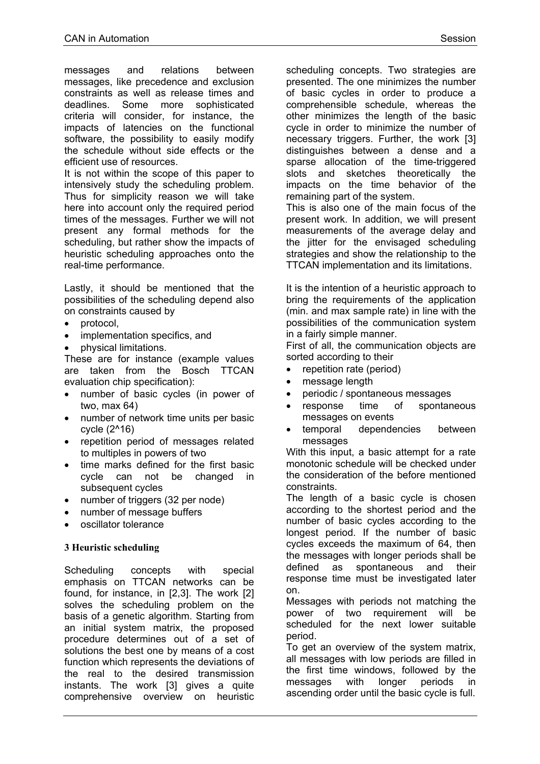messages and relations between messages, like precedence and exclusion constraints as well as release times and deadlines. Some more sophisticated criteria will consider, for instance, the impacts of latencies on the functional software, the possibility to easily modify the schedule without side effects or the efficient use of resources.

It is not within the scope of this paper to intensively study the scheduling problem. Thus for simplicity reason we will take here into account only the required period times of the messages. Further we will not present any formal methods for the scheduling, but rather show the impacts of heuristic scheduling approaches onto the real-time performance.

Lastly, it should be mentioned that the possibilities of the scheduling depend also on constraints caused by

- protocol,
- implementation specifics, and
- physical limitations.

These are for instance (example values are taken from the Bosch TTCAN evaluation chip specification):

- number of basic cycles (in power of two, max 64)
- number of network time units per basic cycle ($2^{16}$)
- repetition period of messages related to multiples in powers of two
- time marks defined for the first basic cycle can not be changed in subsequent cycles
- number of triggers (32 per node)
- number of message buffers
- oscillator tolerance

### 3 Heuristic scheduling

Scheduling concepts with special emphasis on TTCAN networks can be found, for instance, in [2,3]. The work [2] solves the scheduling problem on the basis of a genetic algorithm. Starting from an initial system matrix, the proposed procedure determines out of a set of solutions the best one by means of a cost function which represents the deviations of the real to the desired transmission instants. The work [3] gives a quite comprehensive overview on heuristic scheduling concepts. Two strategies are presented. The one minimizes the number of basic cycles in order to produce a comprehensible schedule, whereas the other minimizes the length of the basic cycle in order to minimize the number of necessary triggers. Further, the work [3] distinguishes between a dense and a sparse allocation of the time-triggered slots and sketches theoretically the impacts on the time behavior of the remaining part of the system.

This is also one of the main focus of the present work. In addition, we will present measurements of the average delay and the jitter for the envisaged scheduling strategies and show the relationship to the TTCAN implementation and its limitations.

It is the intention of a heuristic approach to bring the requirements of the application (min. and max sample rate) in line with the possibilities of the communication system in a fairly simple manner.

First of all, the communication objects are sorted according to their

- repetition rate (period)
- message length
- periodic / spontaneous messages
- response time of spontaneous messages on events
- temporal dependencies between messages

With this input, a basic attempt for a rate monotonic schedule will be checked under the consideration of the before mentioned constraints.

The length of a basic cycle is chosen according to the shortest period and the number of basic cycles according to the longest period. If the number of basic cycles exceeds the maximum of 64, then the messages with longer periods shall be defined as spontaneous and their response time must be investigated later on.

Messages with periods not matching the power of two requirement will be scheduled for the next lower suitable period.

To get an overview of the system matrix, all messages with low periods are filled in the first time windows, followed by the messages with longer periods in ascending order until the basic cycle is full.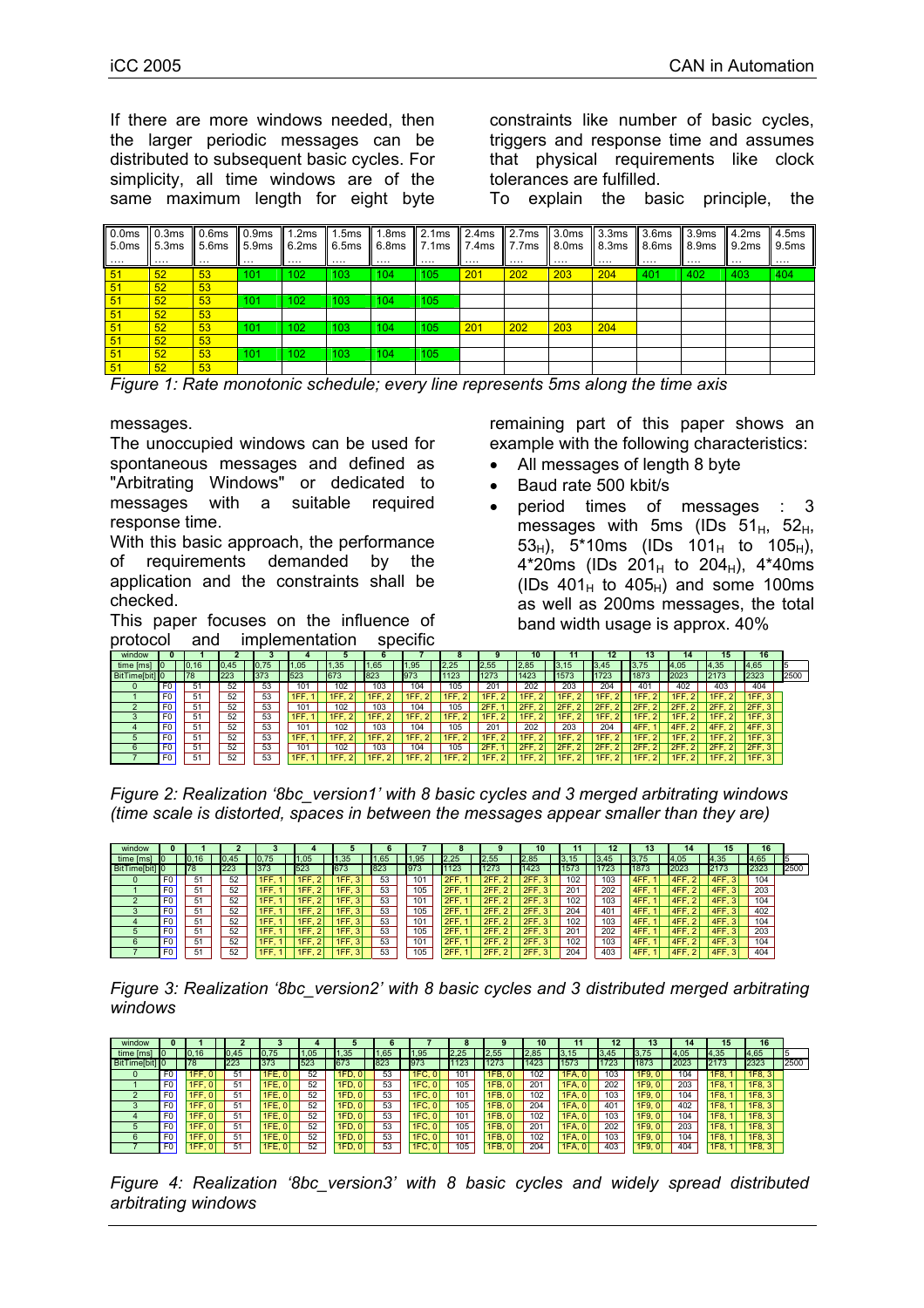If there are more windows needed, then the larger periodic messages can be distributed to subsequent basic cycles. For simplicity, all time windows are of the same maximum length for eight byte messages.

| 0.0ms 5.0ms .... | 0.3ms 5.3ms .... | 0.6ms 5.6ms ... | 0.9ms 5.9ms ... | 1.2ms 6.2ms .... | 1.5ms 6.5ms .... | 1.8ms 6.8ms .... | 2.1ms 7.1ms .... | 2.4ms 7.4ms .... | 2.7ms 7.7ms .... | 3.0ms 8.0ms .... | 3.3ms 8.3ms .... | 3.6ms 8.6ms .... | 3.9ms 8.9ms .... | 4.2ms 9.2ms ... | 4.5ms 9.5ms .... |
|---|---|---|---|---|---|---|---|---|---|---|---|---|---|---|---|
| 51 | 52 | 53 | 101 | 102 | 103 | 104 | 105 | 201 | 202 | 203 | 204 | 401 | 402 | 403 | 404 |
| 51 | 52 | 53 | | | | | | | | | | | | | |
| 51 | 52 | 53 | 101 | 102 | 103 | 104 | 105 | | | | | | | | |
| 51 | 52 | 53 | | | | | | | | | | | | | |
| 51 | 52 | 53 | 101 | 102 | 103 | 104 | 105 | 201 | 202 | 203 | 204 | | | | |
| 51 | 52 | 53 | | | | | | | | | | | | | |
| 51 | 52 | 53 | 101 | 102 | 103 | 104 | 105 | | | | | | | | |
| 51 | 52 | 53 | | | | | | | | | | | | | |

*Figure 1: Rate monotonic schedule; every line represents 5ms along the time axis*

The unoccupied windows can be used for spontaneous messages and defined as "Arbitrating Windows" or dedicated to messages with a suitable required response time.

With this basic approach, the performance of requirements demanded by the application and the constraints shall be checked.

This paper focuses on the influence of protocol and implementation specific constraints like number of basic cycles, triggers and response time and assumes that physical requirements like clock tolerances are fulfilled.

To explain the basic principle, the remaining part of this paper shows an example with the following characteristics:

- All messages of length 8 byte
- Baud rate 500 kbit/s
- period times of messages : 3 messages with 5ms (IDs $51_H$, $52_H$, $53_H$), 5*10ms (IDs $101_H$ to $105_H$), 4*20ms (IDs $201_H$ to $204_H$), 4*40ms (IDs $401_H$ to $405_H$) and some 100ms as well as 200ms messages, the total band width usage is approx. 40%

| window | 0 | 1 | 2 | 3 | 4 | 5 | 6 | 7 | 8 | 9 | 10 | 11 | 12 | 13 | 14 | 15 | 16 | |
|---|---|---|---|---|---|---|---|---|---|---|---|---|---|---|---|---|---|---|
| time [ms] | 0 | 0,16 | 0,45 | 0,75 | 1,05 | 1,35 | 1,65 | 1,95 | 2,25 | 2,55 | 2,85 | 3,15 | 3,45 | 3,75 | 4,05 | 4,35 | 4,65 | 5 |
| BitTime[bit] | 0 | 78 | 223 | 373 | 523 | 673 | 823 | 973 | 1123 | 1273 | 1423 | 1573 | 1723 | 1873 | 2023 | 2173 | 2323 | 2500 |
| 0 | F0 | 51 | 52 | 53 | 101 | 102 | 103 | 104 | 105 | 201 | 202 | 203 | 204 | 401 | 402 | 403 | 404 | |
| 1 | F0 | 51 | 52 | 53 | 1FF, 1 | 1FF, 2 | 1FF, 2 | 1FF, 2 | 1FF, 2 | 1FF, 2 | 1FF, 2 | 1FF, 2 | 1FF, 2 | 1FF, 2 | 1FF, 2 | 1FF, 2 | 1FF, 3 | |
| 2 | F0 | 51 | 52 | 53 | 101 | 102 | 103 | 104 | 105 | 2FF, 1 | 2FF, 2 | 2FF, 2 | 2FF, 2 | 2FF, 2 | 2FF, 2 | 2FF, 2 | 2FF, 3 | |
| 3 | F0 | 51 | 52 | 53 | 1FF, 1 | 1FF, 2 | 1FF, 2 | 1FF, 2 | 1FF, 2 | 1FF, 2 | 1FF, 2 | 1FF, 2 | 1FF, 2 | 1FF, 2 | 1FF, 2 | 1FF, 2 | 1FF, 3 | |
| 4 | F0 | 51 | 52 | 53 | 101 | 102 | 103 | 104 | 105 | 201 | 202 | 203 | 204 | 4FF, 1 | 4FF, 2 | 4FF, 2 | 4FF, 3 | |
| 5 | F0 | 51 | 52 | 53 | 1FF, 1 | 1FF, 2 | 1FF, 2 | 1FF, 2 | 1FF, 2 | 1FF, 2 | 1FF, 2 | 1FF, 2 | 1FF, 2 | 1FF, 2 | 1FF, 2 | 1FF, 2 | 1FF, 3 | |
| 6 | F0 | 51 | 52 | 53 | 101 | 102 | 103 | 104 | 105 | 2FF, 1 | 2FF, 2 | 2FF, 2 | 2FF, 2 | 2FF, 2 | 2FF, 2 | 2FF, 2 | 2FF, 3 | |
| 7 | F0 | 51 | 52 | 53 | 1FF, 1 | 1FF, 2 | 1FF, 2 | 1FF, 2 | 1FF, 2 | 1FF, 2 | 1FF, 2 | 1FF, 2 | 1FF, 2 | 1FF, 2 | 1FF, 2 | 1FF, 2 | 1FF, 3 | |

*Figure 2: Realization '8bc_version1' with 8 basic cycles and 3 merged arbitrating windows (time scale is distorted, spaces in between the messages appear smaller than they are)*

| window | 0 | 1 | 2 | 3 | 4 | 5 | 6 | 7 | 8 | 9 | 10 | 11 | 12 | 13 | 14 | 15 | 16 | |
|---|---|---|---|---|---|---|---|---|---|---|---|---|---|---|---|---|---|---|
| time [ms] | 0 | 0,16 | 0,45 | 0,75 | 1,05 | 1,35 | 1,65 | 1,95 | 2,25 | 2,55 | 2,85 | 3,15 | 3,45 | 3,75 | 4,05 | 4,35 | 4,65 | 5 |
| BitTime[bit] | 0 | 78 | 223 | 373 | 523 | 673 | 823 | 973 | 1123 | 1273 | 1423 | 1573 | 1723 | 1873 | 2023 | 2173 | 2323 | 2500 |
| 0 | F0 | 51 | 52 | 1FF, 1 | 1FF, 2 | 1FF, 3 | 53 | 101 | 2FF, 1 | 2FF, 2 | 2FF, 3 | 102 | 103 | 4FF, 1 | 4FF, 2 | 4FF, 3 | 104 | |
| 1 | F0 | 51 | 52 | 1FF, 1 | 1FF, 2 | 1FF, 3 | 53 | 105 | 2FF, 1 | 2FF, 2 | 2FF, 3 | 201 | 202 | 4FF, 1 | 4FF, 2 | 4FF, 3 | 203 | |
| 2 | F0 | 51 | 52 | 1FF, 1 | 1FF, 2 | 1FF, 3 | 53 | 101 | 2FF, 1 | 2FF, 2 | 2FF, 3 | 102 | 103 | 4FF, 1 | 4FF, 2 | 4FF, 3 | 104 | |
| 3 | F0 | 51 | 52 | 1FF, 1 | 1FF, 2 | 1FF, 3 | 53 | 105 | 2FF, 1 | 2FF, 2 | 2FF, 3 | 204 | 401 | 4FF, 1 | 4FF, 2 | 4FF, 3 | 402 | |
| 4 | F0 | 51 | 52 | 1FF, 1 | 1FF, 2 | 1FF, 3 | 53 | 101 | 2FF, 1 | 2FF, 2 | 2FF, 3 | 102 | 103 | 4FF, 1 | 4FF, 2 | 4FF, 3 | 104 | |
| 5 | F0 | 51 | 52 | 1FF, 1 | 1FF, 2 | 1FF, 3 | 53 | 105 | 2FF, 1 | 2FF, 2 | 2FF, 3 | 201 | 202 | 4FF, 1 | 4FF, 2 | 4FF, 3 | 203 | |
| 6 | F0 | 51 | 52 | 1FF, 1 | 1FF, 2 | 1FF, 3 | 53 | 101 | 2FF, 1 | 2FF, 2 | 2FF, 3 | 102 | 103 | 4FF, 1 | 4FF, 2 | 4FF, 3 | 104 | |
| 7 | F0 | 51 | 52 | 1FF, 1 | 1FF, 2 | 1FF, 3 | 53 | 105 | 2FF, 1 | 2FF, 2 | 2FF, 3 | 204 | 403 | 4FF, 1 | 4FF, 2 | 4FF, 3 | 404 | |

*Figure 3: Realization '8bc_version2' with 8 basic cycles and 3 distributed merged arbitrating windows*

| window | 0 | 1 | 2 | 3 | 4 | 5 | 6 | 7 | 8 | 9 | 10 | 11 | 12 | 13 | 14 | 15 | 16 | |
|---|---|---|---|---|---|---|---|---|---|---|---|---|---|---|---|---|---|---|
| time [ms] | 0 | 0,16 | 0,45 | 0,75 | 1,05 | 1,35 | 1,65 | 1,95 | 2,25 | 2,55 | 2,85 | 3,15 | 3,45 | 3,75 | 4,05 | 4,35 | 4,65 | 5 |
| BitTime[bit] | 0 | 78 | 223 | 373 | 523 | 673 | 823 | 973 | 1123 | 1273 | 1423 | 1573 | 1723 | 1873 | 2023 | 2173 | 2323 | 2500 |
| 0 | F0 | 1FF, 0 | 51 | 1FE, 0 | 52 | 1FD, 0 | 53 | 1FC, 0 | 101 | 1FB, 0 | 102 | 1FA, 0 | 103 | 1F9, 0 | 104 | 1F8, 1 | 1F8, 3 | |
| 1 | F0 | 1FF, 0 | 51 | 1FE, 0 | 52 | 1FD, 0 | 53 | 1FC, 0 | 105 | 1FB, 0 | 201 | 1FA, 0 | 202 | 1F9, 0 | 203 | 1F8, 1 | 1F8, 3 | |
| 2 | F0 | 1FF, 0 | 51 | 1FE, 0 | 52 | 1FD, 0 | 53 | 1FC, 0 | 101 | 1FB, 0 | 102 | 1FA, 0 | 103 | 1F9, 0 | 104 | 1F8, 1 | 1F8, 3 | |
| 3 | F0 | 1FF, 0 | 51 | 1FE, 0 | 52 | 1FD, 0 | 53 | 1FC, 0 | 105 | 1FB, 0 | 204 | 1FA, 0 | 401 | 1F9, 0 | 402 | 1F8, 1 | 1F8, 3 | |
| 4 | F0 | 1FF, 0 | 51 | 1FE, 0 | 52 | 1FD, 0 | 53 | 1FC, 0 | 101 | 1FB, 0 | 102 | 1FA, 0 | 103 | 1F9, 0 | 104 | 1F8, 1 | 1F8, 3 | |
| 5 | F0 | 1FF, 0 | 51 | 1FE, 0 | 52 | 1FD, 0 | 53 | 1FC, 0 | 105 | 1FB, 0 | 201 | 1FA, 0 | 202 | 1F9, 0 | 203 | 1F8, 1 | 1F8, 3 | |
| 6 | F0 | 1FF, 0 | 51 | 1FE, 0 | 52 | 1FD, 0 | 53 | 1FC, 0 | 101 | 1FB, 0 | 102 | 1FA, 0 | 103 | 1F9, 0 | 104 | 1F8, 1 | 1F8, 3 | |
| 7 | F0 | 1FF, 0 | 51 | 1FE, 0 | 52 | 1FD, 0 | 53 | 1FC, 0 | 105 | 1FB, 0 | 204 | 1FA, 0 | 403 | 1F9, 0 | 404 | 1F8, 1 | 1F8, 3 | |

*Figure 4: Realization '8bc_version3' with 8 basic cycles and widely spread distributed arbitrating windows*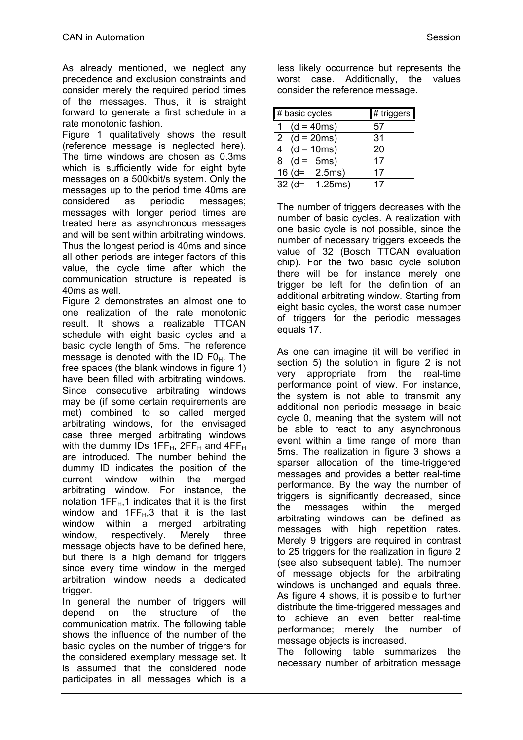As already mentioned, we neglect any precedence and exclusion constraints and consider merely the required period times of the messages. Thus, it is straight forward to generate a first schedule in a rate monotonic fashion.

Figure 1 qualitatively shows the result (reference message is neglected here). The time windows are chosen as 0.3ms which is sufficiently wide for eight byte messages on a 500kbit/s system. Only the messages up to the period time 40ms are considered as periodic messages; messages with longer period times are treated here as asynchronous messages and will be sent within arbitrating windows. Thus the longest period is 40ms and since all other periods are integer factors of this value, the cycle time after which the communication structure is repeated is 40ms as well.

Figure 2 demonstrates an almost one to one realization of the rate monotonic result. It shows a realizable TTCAN schedule with eight basic cycles and a basic cycle length of 5ms. The reference message is denoted with the ID $F0_H$. The free spaces (the blank windows in figure 1) have been filled with arbitrating windows. Since consecutive arbitrating windows may be (if some certain requirements are met) combined to so called merged arbitrating windows, for the envisaged case three merged arbitrating windows with the dummy IDs $1FF_H$, $2FF_H$ and $4FF_H$ are introduced. The number behind the dummy ID indicates the position of the current window within the merged arbitrating window. For instance, the notation $1FF_H$,1 indicates that it is the first window and $1FF_H$,3 that it is the last window within a merged arbitrating window, respectively. Merely three message objects have to be defined here, but there is a high demand for triggers since every time window in the merged arbitration window needs a dedicated trigger.

In general the number of triggers will depend on the structure of the communication matrix. The following table shows the influence of the number of the basic cycles on the number of triggers for the considered exemplary message set. It is assumed that the considered node participates in all messages which is a less likely occurrence but represents the worst case. Additionally, the values consider the reference message.

| # basic cycles | # triggers |
|---|---|
| 1 (d = 40ms) | 57 |
| 2 (d = 20ms) | 31 |
| 4 (d = 10ms) | 20 |
| 8 (d = 5ms) | 17 |
| 16 (d= 2.5ms) | 17 |
| 32 (d= 1.25ms) | 17 |

The number of triggers decreases with the number of basic cycles. A realization with one basic cycle is not possible, since the number of necessary triggers exceeds the value of 32 (Bosch TTCAN evaluation chip). For the two basic cycle solution there will be for instance merely one trigger be left for the definition of an additional arbitrating window. Starting from eight basic cycles, the worst case number of triggers for the periodic messages equals 17.

As one can imagine (it will be verified in section 5) the solution in figure 2 is not very appropriate from the real-time performance point of view. For instance, the system is not able to transmit any additional non periodic message in basic cycle 0, meaning that the system will not be able to react to any asynchronous event within a time range of more than 5ms. The realization in figure 3 shows a sparser allocation of the time-triggered messages and provides a better real-time performance. By the way the number of triggers is significantly decreased, since the messages within the merged arbitrating windows can be defined as messages with high repetition rates. Merely 9 triggers are required in contrast to 25 triggers for the realization in figure 2 (see also subsequent table). The number of message objects for the arbitrating windows is unchanged and equals three. As figure 4 shows, it is possible to further distribute the time-triggered messages and to achieve an even better real-time performance; merely the number of message objects is increased.

The following table summarizes the necessary number of arbitration message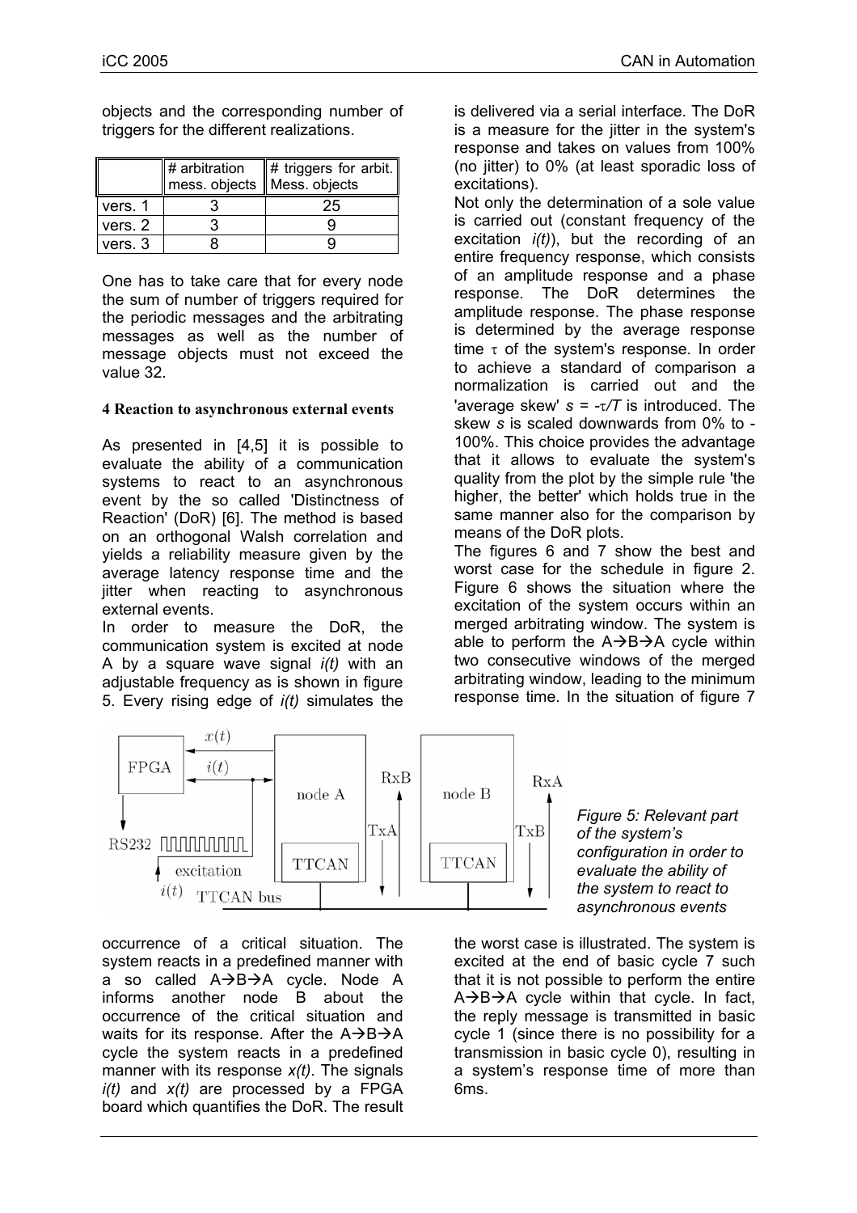objects and the corresponding number of triggers for the different realizations.

| | # arbitration mess. objects | # triggers for arbit. Mess. objects |
|---|---|---|
| vers. 1 | 3 | 25 |
| vers. 2 | 3 | 9 |
| vers. 3 | 8 | 9 |

One has to take care that for every node the sum of number of triggers required for the periodic messages and the arbitrating messages as well as the number of message objects must not exceed the value 32.

#### 4 Reaction to asynchronous external events

As presented in [4,5] it is possible to evaluate the ability of a communication systems to react to an asynchronous event by the so called 'Distinctness of Reaction' (DoR) [6]. The method is based on an orthogonal Walsh correlation and yields a reliability measure given by the average latency response time and the jitter when reacting to asynchronous external events.

In order to measure the DoR, the communication system is excited at node A by a square wave signal $i(t)$ with an adjustable frequency as is shown in figure 5. Every rising edge of $i(t)$ simulates the occurrence of a critical situation. The system reacts in a predefined manner with a so called A→B→A cycle. Node A informs another node B about the occurrence of the critical situation and waits for its response. After the A→B→A cycle the system reacts in a predefined manner with its response $x(t)$. The signals $i(t)$ and $x(t)$ are processed by a FPGA board which quantifies the DoR. The result is delivered via a serial interface. The DoR is a measure for the jitter in the system's response and takes on values from 100% (no jitter) to 0% (at least sporadic loss of excitations).

Not only the determination of a sole value is carried out (constant frequency of the excitation $i(t)$), but the recording of an entire frequency response, which consists of an amplitude response and a phase response. The DoR determines the amplitude response. The phase response is determined by the average response time $\tau$ of the system's response. In order to achieve a standard of comparison a normalization is carried out and the 'average skew' $s = -\tau/T$ is introduced. The skew $s$ is scaled downwards from 0% to -100%. This choice provides the advantage that it allows to evaluate the system's quality from the plot by the simple rule 'the higher, the better' which holds true in the same manner also for the comparison by means of the DoR plots.

The figures 6 and 7 show the best and worst case for the schedule in figure 2. Figure 6 shows the situation where the excitation of the system occurs within an merged arbitrating window. The system is able to perform the A→B→A cycle within two consecutive windows of the merged arbitrating window, leading to the minimum response time. In the situation of figure 7 the worst case is illustrated. The system is excited at the end of basic cycle 7 such that it is not possible to perform the entire A→B→A cycle within that cycle. In fact, the reply message is transmitted in basic cycle 1 (since there is no possibility for a transmission in basic cycle 0), resulting in a system's response time of more than 6ms.

*Figure 5: Relevant part of the system's configuration in order to evaluate the ability of the system to react to asynchronous events*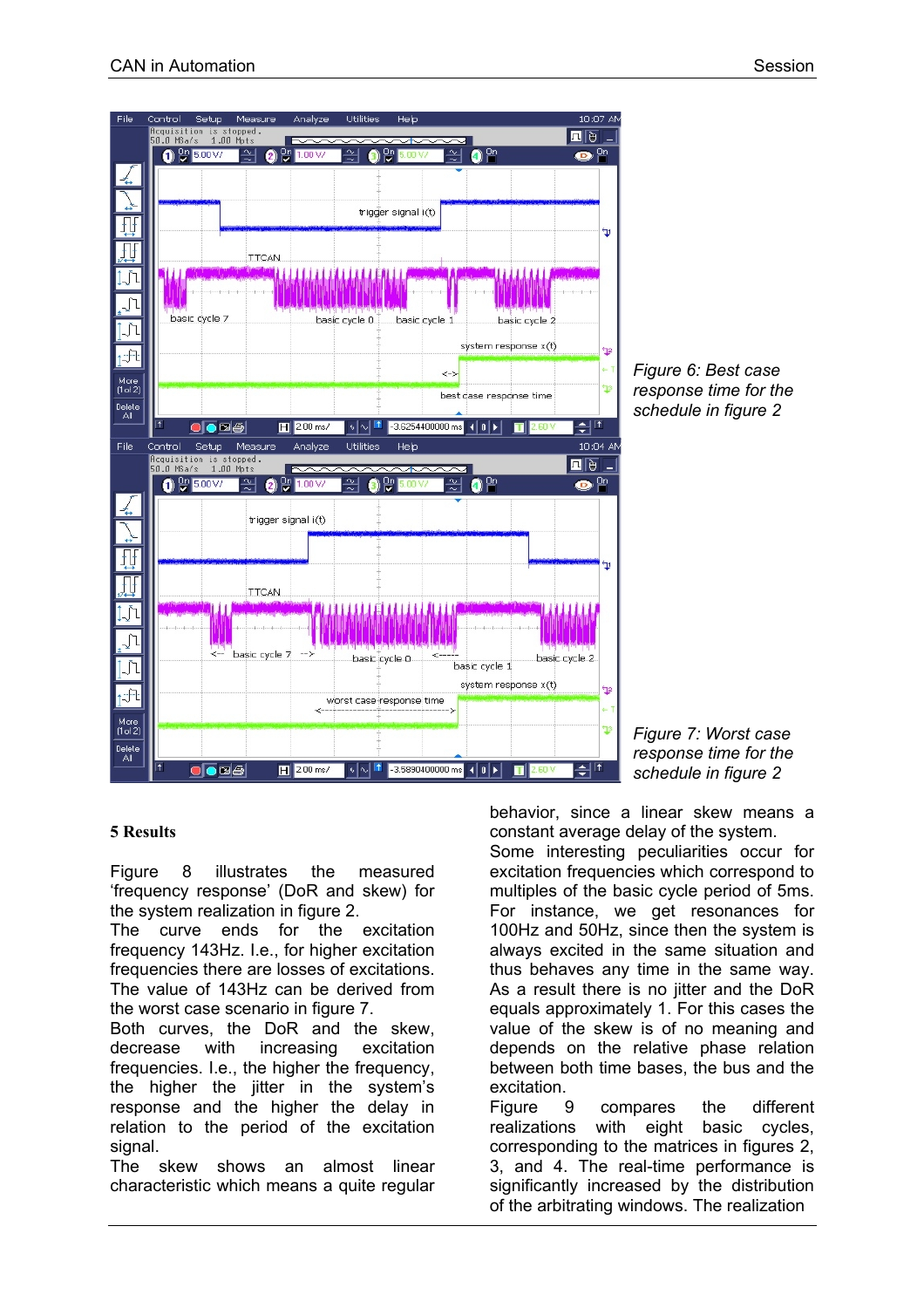*Figure 6: Best case response time for the schedule in figure 2*

*Figure 7: Worst case response time for the schedule in figure 2*

**5 Results**

Figure 8 illustrates the measured 'frequency response' (DoR and skew) for the system realization in figure 2.

The curve ends for the excitation frequency 143Hz. I.e., for higher excitation frequencies there are losses of excitations. The value of 143Hz can be derived from the worst case scenario in figure 7.

Both curves, the DoR and the skew, decrease with increasing excitation frequencies. I.e., the higher the frequency, the higher the jitter in the system's response and the higher the delay in relation to the period of the excitation signal.

The skew shows an almost linear characteristic which means a quite regular behavior, since a linear skew means a constant average delay of the system.

Some interesting peculiarities occur for excitation frequencies which correspond to multiples of the basic cycle period of 5ms. For instance, we get resonances for 100Hz and 50Hz, since then the system is always excited in the same situation and thus behaves any time in the same way. As a result there is no jitter and the DoR equals approximately 1. For this cases the value of the skew is of no meaning and depends on the relative phase relation between both time bases, the bus and the excitation.

Figure 9 compares the different realizations with eight basic cycles, corresponding to the matrices in figures 2, 3, and 4. The real-time performance is significantly increased by the distribution of the arbitrating windows. The realization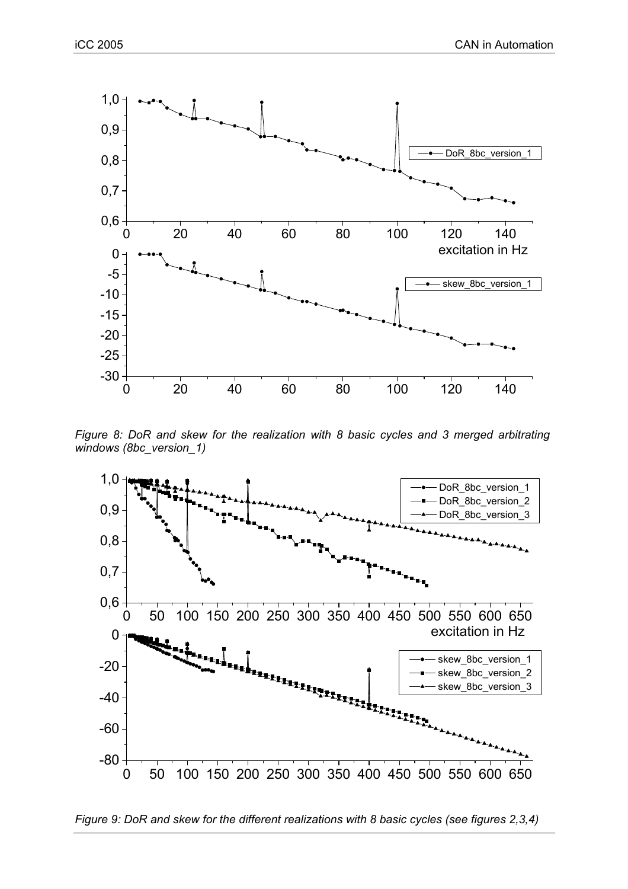*Figure 8: DoR and skew for the realization with 8 basic cycles and 3 merged arbitrating windows (8bc_version_1)*

*Figure 9: DoR and skew for the different realizations with 8 basic cycles (see figures 2,3,4)*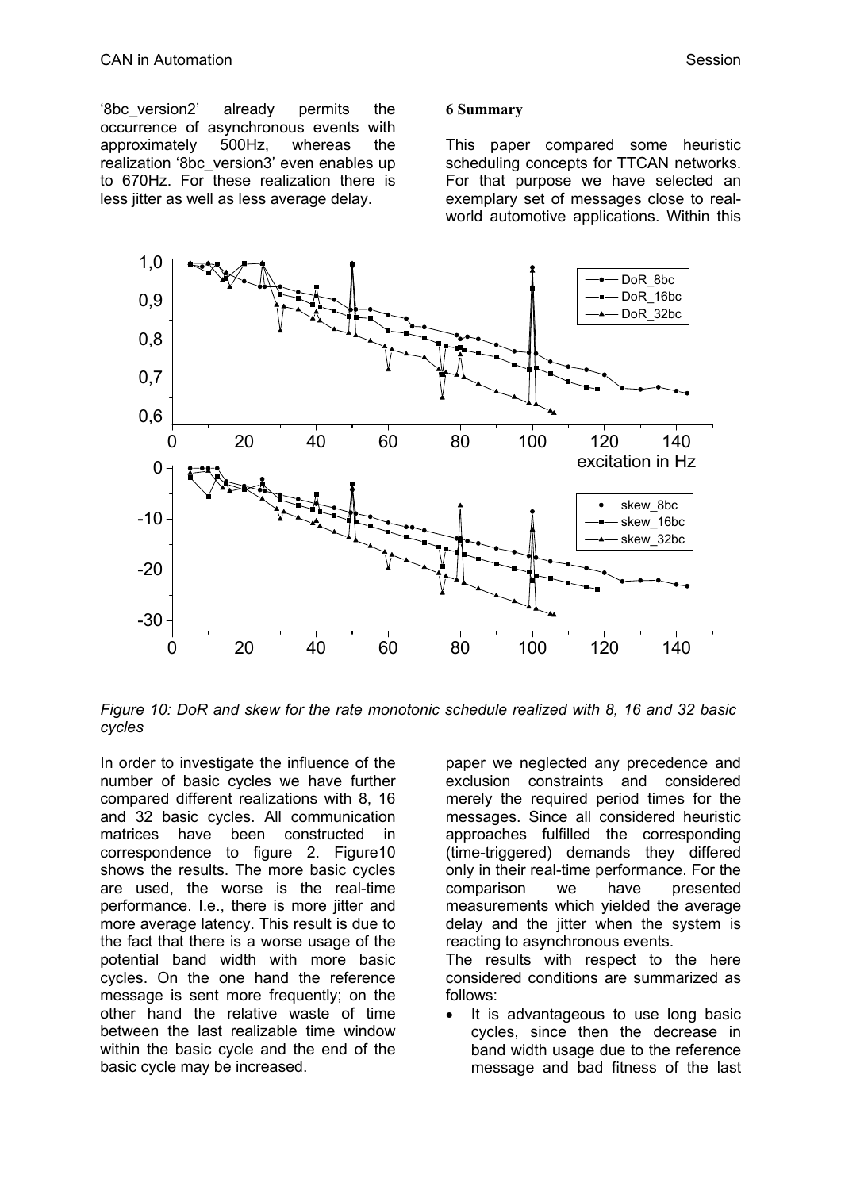'8bc_version2' already permits the occurrence of asynchronous events with approximately 500Hz, whereas the realization '8bc_version3' even enables up to 670Hz. For these realization there is less jitter as well as less average delay.

*Figure 10: DoR and skew for the rate monotonic schedule realized with 8, 16 and 32 basic cycles*

In order to investigate the influence of the number of basic cycles we have further compared different realizations with 8, 16 and 32 basic cycles. All communication matrices have been constructed in correspondence to figure 2. Figure10 shows the results. The more basic cycles are used, the worse is the real-time performance. I.e., there is more jitter and more average latency. This result is due to the fact that there is a worse usage of the potential band width with more basic cycles. On the one hand the reference message is sent more frequently; on the other hand the relative waste of time between the last realizable time window within the basic cycle and the end of the basic cycle may be increased.

## 6 Summary

This paper compared some heuristic scheduling concepts for TTCAN networks. For that purpose we have selected an exemplary set of messages close to real-world automotive applications. Within this paper we neglected any precedence and exclusion constraints and considered merely the required period times for the messages. Since all considered heuristic approaches fulfilled the corresponding (time-triggered) demands they differed only in their real-time performance. For the comparison we have presented measurements which yielded the average delay and the jitter when the system is reacting to asynchronous events.

The results with respect to the here considered conditions are summarized as follows:

- It is advantageous to use long basic cycles, since then the decrease in band width usage due to the reference message and bad fitness of the last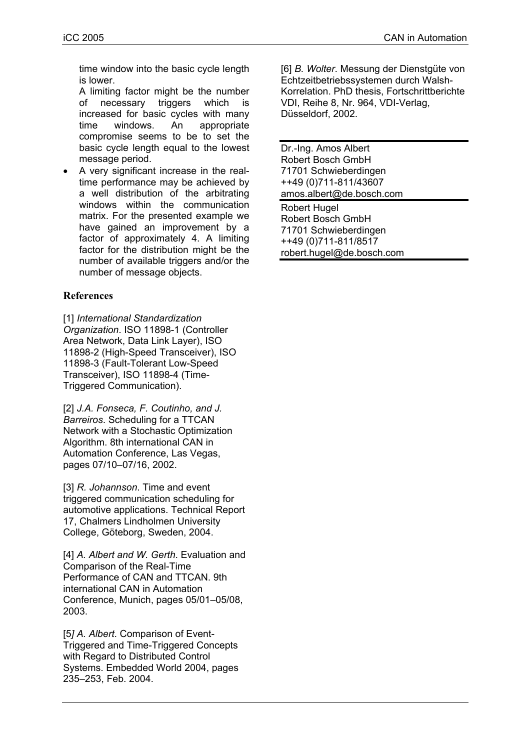time window into the basic cycle length is lower.
A limiting factor might be the number of necessary triggers which is increased for basic cycles with many time windows. An appropriate compromise seems to be to set the basic cycle length equal to the lowest message period.

- A very significant increase in the real-time performance may be achieved by a well distribution of the arbitrating windows within the communication matrix. For the presented example we have gained an improvement by a factor of approximately 4. A limiting factor for the distribution might be the number of available triggers and/or the number of message objects.

## References

[1] *International Standardization Organization*. ISO 11898-1 (Controller Area Network, Data Link Layer), ISO 11898-2 (High-Speed Transceiver), ISO 11898-3 (Fault-Tolerant Low-Speed Transceiver), ISO 11898-4 (Time-Triggered Communication).

[2] *J.A. Fonseca, F. Coutinho, and J. Barreiros*. Scheduling for a TTCAN Network with a Stochastic Optimization Algorithm. 8th international CAN in Automation Conference, Las Vegas, pages 07/10–07/16, 2002.

[3] *R. Johannson*. Time and event triggered communication scheduling for automotive applications. Technical Report 17, Chalmers Lindholmen University College, Göteborg, Sweden, 2004.

[4] *A. Albert and W. Gerth*. Evaluation and Comparison of the Real-Time Performance of CAN and TTCAN. 9th international CAN in Automation Conference, Munich, pages 05/01–05/08, 2003.

[5] *A. Albert*. Comparison of Event-Triggered and Time-Triggered Concepts with Regard to Distributed Control Systems. Embedded World 2004, pages 235–253, Feb. 2004.

[6] *B. Wolter*. Messung der Dienstgüte von Echtzeitbetriebssystemen durch Walsh-Korrelation. PhD thesis, Fortschrittberichte VDI, Reihe 8, Nr. 964, VDI-Verlag, Düsseldorf, 2002.

---

Dr.-Ing. Amos Albert
Robert Bosch GmbH
71701 Schwieberdingen
++49 (0)711-811/43607
amos.albert@de.bosch.com

---

Robert Hugel
Robert Bosch GmbH
71701 Schwieberdingen
++49 (0)711-811/8517
robert.hugel@de.bosch.com